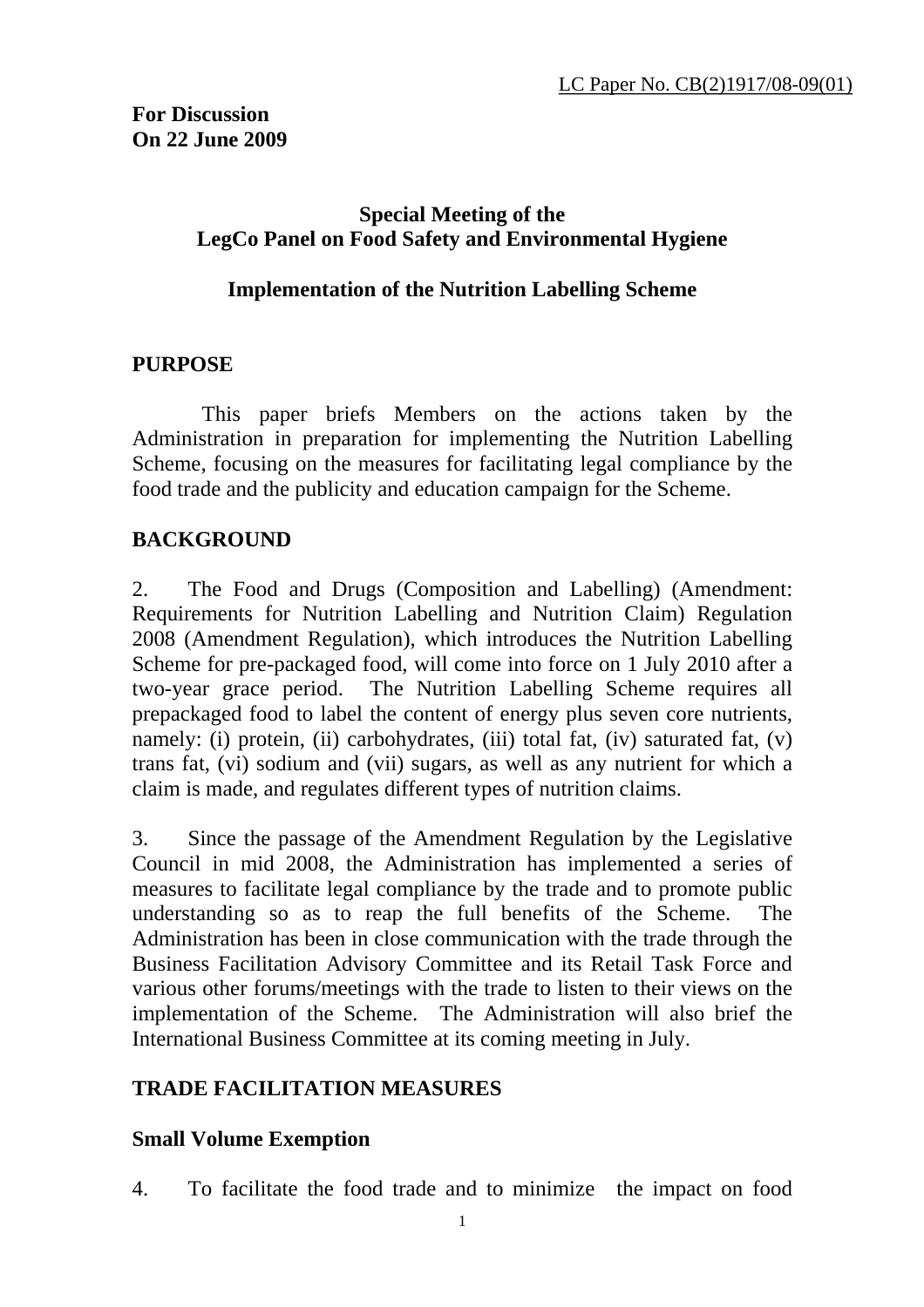LC Paper No. CB(2)1917/08-09(01)

**For Discussion**
**On 22 June 2009**

**Special Meeting of the**
**LegCo Panel on Food Safety and Environmental Hygiene**

**Implementation of the Nutrition Labelling Scheme**

## PURPOSE

This paper briefs Members on the actions taken by the Administration in preparation for implementing the Nutrition Labelling Scheme, focusing on the measures for facilitating legal compliance by the food trade and the publicity and education campaign for the Scheme.

## BACKGROUND

2. The Food and Drugs (Composition and Labelling) (Amendment: Requirements for Nutrition Labelling and Nutrition Claim) Regulation 2008 (Amendment Regulation), which introduces the Nutrition Labelling Scheme for pre-packaged food, will come into force on 1 July 2010 after a two-year grace period. The Nutrition Labelling Scheme requires all prepackaged food to label the content of energy plus seven core nutrients, namely: (i) protein, (ii) carbohydrates, (iii) total fat, (iv) saturated fat, (v) trans fat, (vi) sodium and (vii) sugars, as well as any nutrient for which a claim is made, and regulates different types of nutrition claims.

3. Since the passage of the Amendment Regulation by the Legislative Council in mid 2008, the Administration has implemented a series of measures to facilitate legal compliance by the trade and to promote public understanding so as to reap the full benefits of the Scheme. The Administration has been in close communication with the trade through the Business Facilitation Advisory Committee and its Retail Task Force and various other forums/meetings with the trade to listen to their views on the implementation of the Scheme. The Administration will also brief the International Business Committee at its coming meeting in July.

## TRADE FACILITATION MEASURES

### Small Volume Exemption

4. To facilitate the food trade and to minimize the impact on food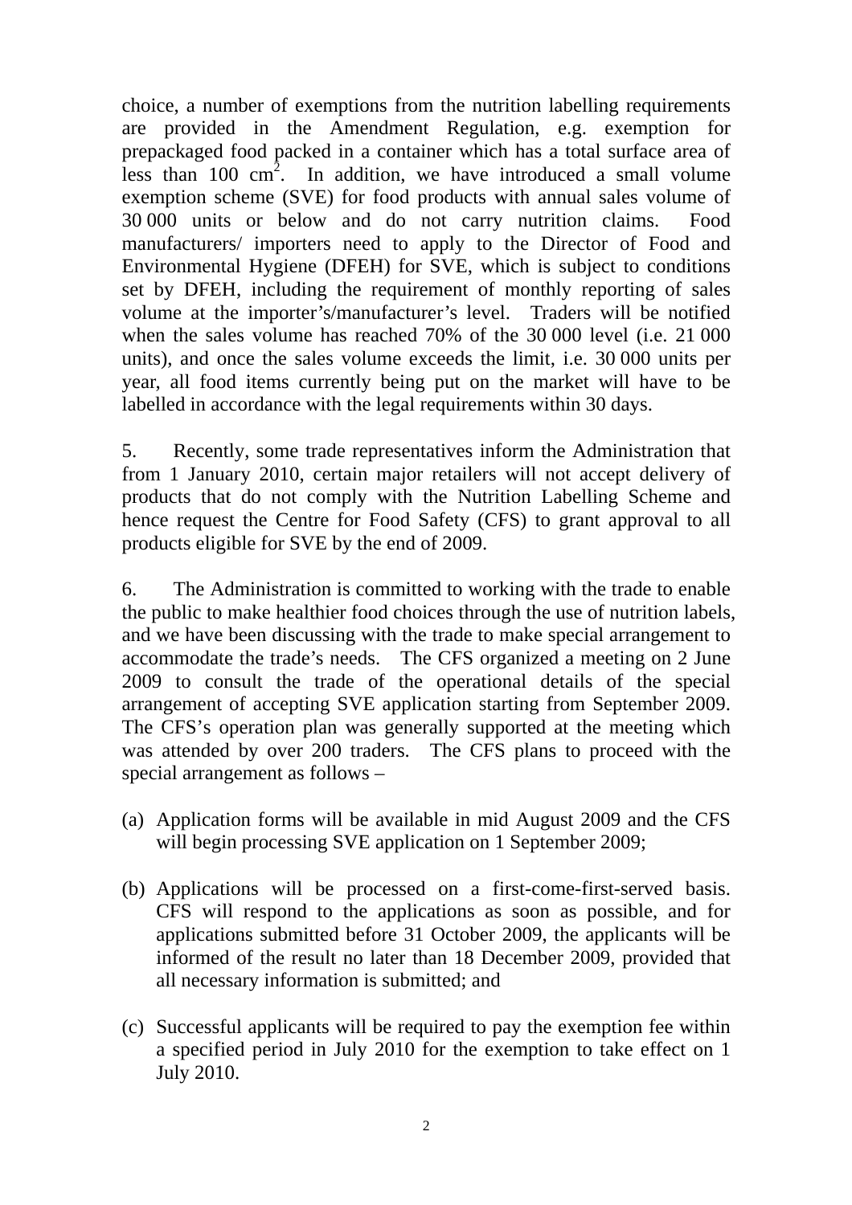choice, a number of exemptions from the nutrition labelling requirements are provided in the Amendment Regulation, e.g. exemption for prepackaged food packed in a container which has a total surface area of less than 100 $cm^2$. In addition, we have introduced a small volume exemption scheme (SVE) for food products with annual sales volume of 30 000 units or below and do not carry nutrition claims. Food manufacturers/ importers need to apply to the Director of Food and Environmental Hygiene (DFEH) for SVE, which is subject to conditions set by DFEH, including the requirement of monthly reporting of sales volume at the importer's/manufacturer's level. Traders will be notified when the sales volume has reached 70% of the 30 000 level (i.e. 21 000 units), and once the sales volume exceeds the limit, i.e. 30 000 units per year, all food items currently being put on the market will have to be labelled in accordance with the legal requirements within 30 days.

5. Recently, some trade representatives inform the Administration that from 1 January 2010, certain major retailers will not accept delivery of products that do not comply with the Nutrition Labelling Scheme and hence request the Centre for Food Safety (CFS) to grant approval to all products eligible for SVE by the end of 2009.

6. The Administration is committed to working with the trade to enable the public to make healthier food choices through the use of nutrition labels, and we have been discussing with the trade to make special arrangement to accommodate the trade's needs. The CFS organized a meeting on 2 June 2009 to consult the trade of the operational details of the special arrangement of accepting SVE application starting from September 2009. The CFS's operation plan was generally supported at the meeting which was attended by over 200 traders. The CFS plans to proceed with the special arrangement as follows –

(a) Application forms will be available in mid August 2009 and the CFS will begin processing SVE application on 1 September 2009;

(b) Applications will be processed on a first-come-first-served basis. CFS will respond to the applications as soon as possible, and for applications submitted before 31 October 2009, the applicants will be informed of the result no later than 18 December 2009, provided that all necessary information is submitted; and

(c) Successful applicants will be required to pay the exemption fee within a specified period in July 2010 for the exemption to take effect on 1 July 2010.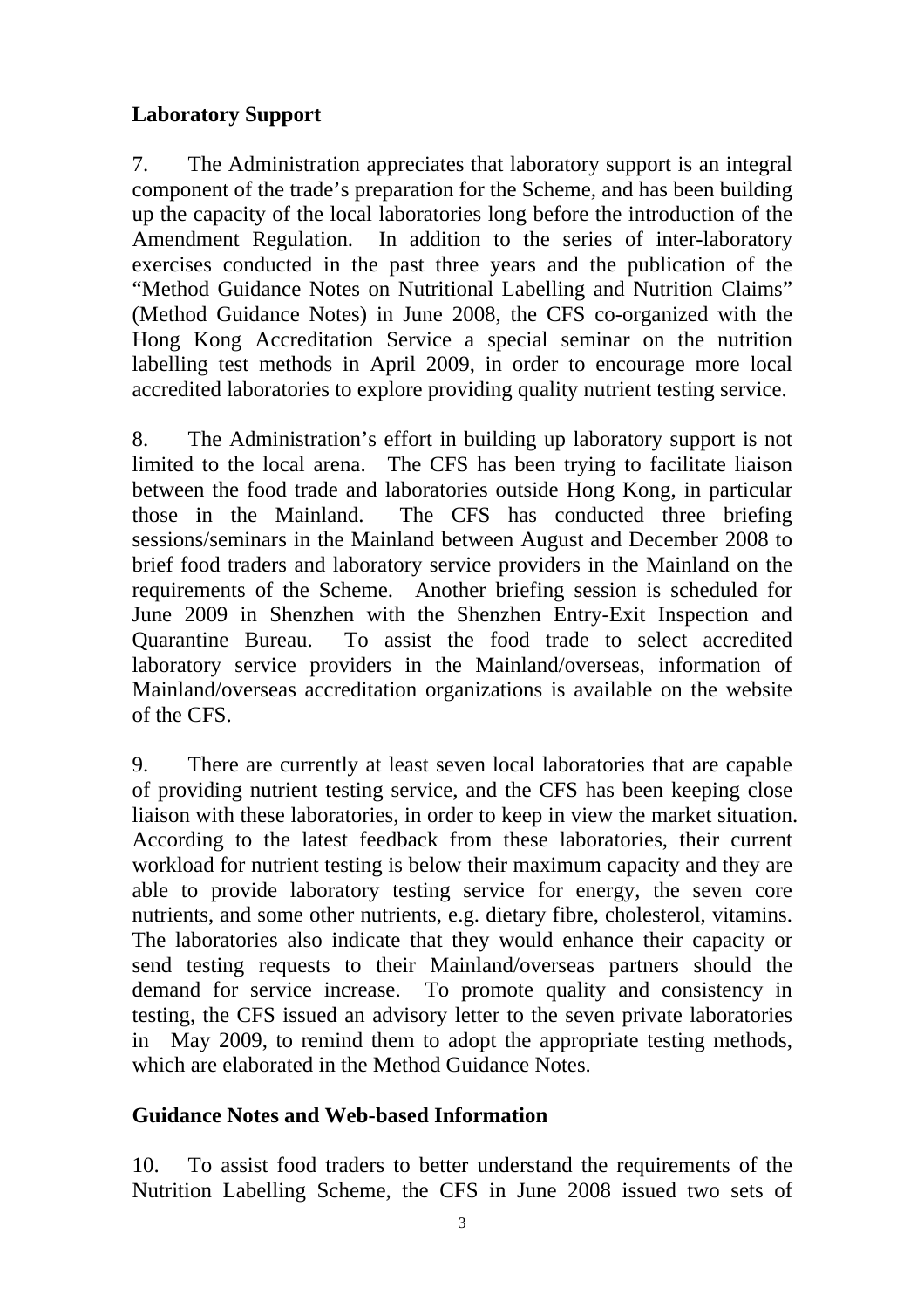**Laboratory Support**

7. The Administration appreciates that laboratory support is an integral component of the trade's preparation for the Scheme, and has been building up the capacity of the local laboratories long before the introduction of the Amendment Regulation. In addition to the series of inter-laboratory exercises conducted in the past three years and the publication of the "Method Guidance Notes on Nutritional Labelling and Nutrition Claims" (Method Guidance Notes) in June 2008, the CFS co-organized with the Hong Kong Accreditation Service a special seminar on the nutrition labelling test methods in April 2009, in order to encourage more local accredited laboratories to explore providing quality nutrient testing service.

8. The Administration's effort in building up laboratory support is not limited to the local arena. The CFS has been trying to facilitate liaison between the food trade and laboratories outside Hong Kong, in particular those in the Mainland. The CFS has conducted three briefing sessions/seminars in the Mainland between August and December 2008 to brief food traders and laboratory service providers in the Mainland on the requirements of the Scheme. Another briefing session is scheduled for June 2009 in Shenzhen with the Shenzhen Entry-Exit Inspection and Quarantine Bureau. To assist the food trade to select accredited laboratory service providers in the Mainland/overseas, information of Mainland/overseas accreditation organizations is available on the website of the CFS.

9. There are currently at least seven local laboratories that are capable of providing nutrient testing service, and the CFS has been keeping close liaison with these laboratories, in order to keep in view the market situation. According to the latest feedback from these laboratories, their current workload for nutrient testing is below their maximum capacity and they are able to provide laboratory testing service for energy, the seven core nutrients, and some other nutrients, e.g. dietary fibre, cholesterol, vitamins. The laboratories also indicate that they would enhance their capacity or send testing requests to their Mainland/overseas partners should the demand for service increase. To promote quality and consistency in testing, the CFS issued an advisory letter to the seven private laboratories in May 2009, to remind them to adopt the appropriate testing methods, which are elaborated in the Method Guidance Notes.

**Guidance Notes and Web-based Information**

10. To assist food traders to better understand the requirements of the Nutrition Labelling Scheme, the CFS in June 2008 issued two sets of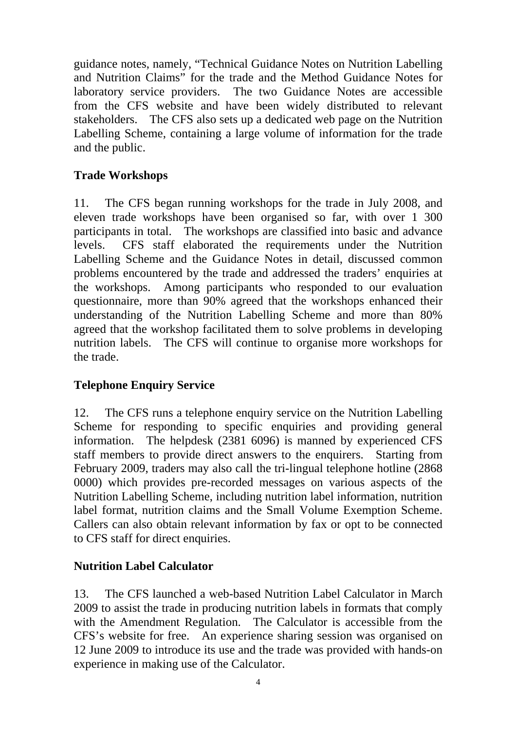guidance notes, namely, "Technical Guidance Notes on Nutrition Labelling and Nutrition Claims" for the trade and the Method Guidance Notes for laboratory service providers. The two Guidance Notes are accessible from the CFS website and have been widely distributed to relevant stakeholders. The CFS also sets up a dedicated web page on the Nutrition Labelling Scheme, containing a large volume of information for the trade and the public.

**Trade Workshops**

11. The CFS began running workshops for the trade in July 2008, and eleven trade workshops have been organised so far, with over 1 300 participants in total. The workshops are classified into basic and advance levels. CFS staff elaborated the requirements under the Nutrition Labelling Scheme and the Guidance Notes in detail, discussed common problems encountered by the trade and addressed the traders' enquiries at the workshops. Among participants who responded to our evaluation questionnaire, more than 90% agreed that the workshops enhanced their understanding of the Nutrition Labelling Scheme and more than 80% agreed that the workshop facilitated them to solve problems in developing nutrition labels. The CFS will continue to organise more workshops for the trade.

**Telephone Enquiry Service**

12. The CFS runs a telephone enquiry service on the Nutrition Labelling Scheme for responding to specific enquiries and providing general information. The helpdesk (2381 6096) is manned by experienced CFS staff members to provide direct answers to the enquirers. Starting from February 2009, traders may also call the tri-lingual telephone hotline (2868 0000) which provides pre-recorded messages on various aspects of the Nutrition Labelling Scheme, including nutrition label information, nutrition label format, nutrition claims and the Small Volume Exemption Scheme. Callers can also obtain relevant information by fax or opt to be connected to CFS staff for direct enquiries.

**Nutrition Label Calculator**

13. The CFS launched a web-based Nutrition Label Calculator in March 2009 to assist the trade in producing nutrition labels in formats that comply with the Amendment Regulation. The Calculator is accessible from the CFS's website for free. An experience sharing session was organised on 12 June 2009 to introduce its use and the trade was provided with hands-on experience in making use of the Calculator.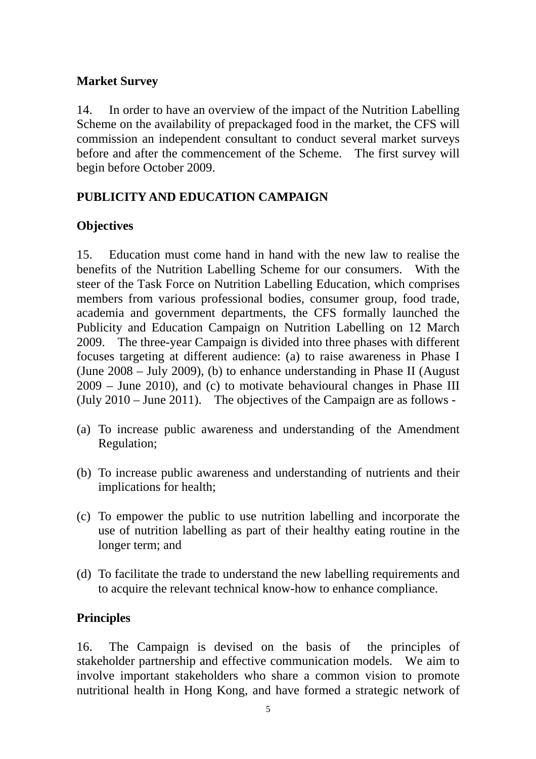**Market Survey**

14. In order to have an overview of the impact of the Nutrition Labelling Scheme on the availability of prepackaged food in the market, the CFS will commission an independent consultant to conduct several market surveys before and after the commencement of the Scheme. The first survey will begin before October 2009.

**PUBLICITY AND EDUCATION CAMPAIGN**

**Objectives**

15. Education must come hand in hand with the new law to realise the benefits of the Nutrition Labelling Scheme for our consumers. With the steer of the Task Force on Nutrition Labelling Education, which comprises members from various professional bodies, consumer group, food trade, academia and government departments, the CFS formally launched the Publicity and Education Campaign on Nutrition Labelling on 12 March 2009. The three-year Campaign is divided into three phases with different focuses targeting at different audience: (a) to raise awareness in Phase I (June 2008 – July 2009), (b) to enhance understanding in Phase II (August 2009 – June 2010), and (c) to motivate behavioural changes in Phase III (July 2010 – June 2011). The objectives of the Campaign are as follows -

(a) To increase public awareness and understanding of the Amendment Regulation;

(b) To increase public awareness and understanding of nutrients and their implications for health;

(c) To empower the public to use nutrition labelling and incorporate the use of nutrition labelling as part of their healthy eating routine in the longer term; and

(d) To facilitate the trade to understand the new labelling requirements and to acquire the relevant technical know-how to enhance compliance.

**Principles**

16. The Campaign is devised on the basis of the principles of stakeholder partnership and effective communication models. We aim to involve important stakeholders who share a common vision to promote nutritional health in Hong Kong, and have formed a strategic network of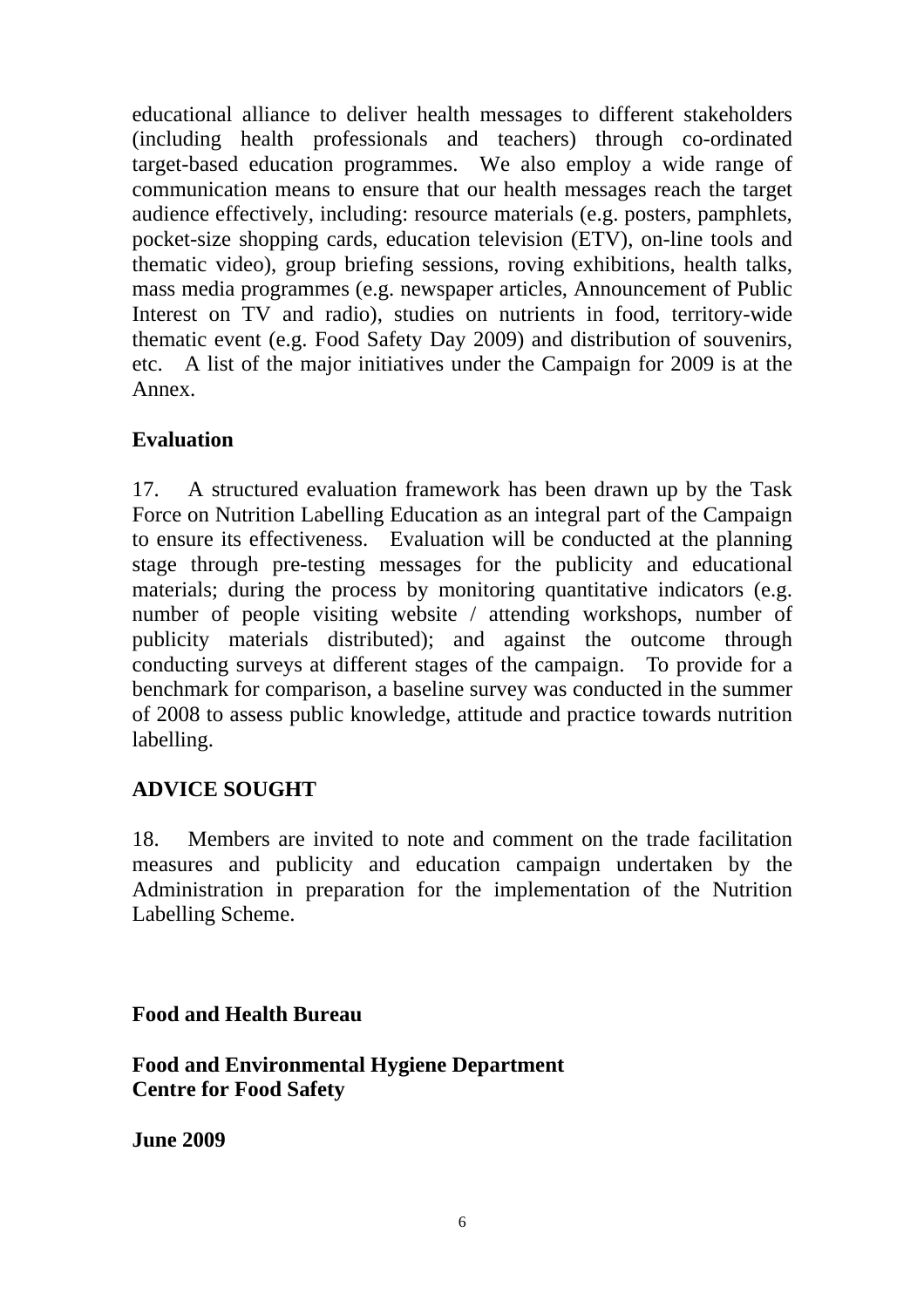educational alliance to deliver health messages to different stakeholders (including health professionals and teachers) through co-ordinated target-based education programmes. We also employ a wide range of communication means to ensure that our health messages reach the target audience effectively, including: resource materials (e.g. posters, pamphlets, pocket-size shopping cards, education television (ETV), on-line tools and thematic video), group briefing sessions, roving exhibitions, health talks, mass media programmes (e.g. newspaper articles, Announcement of Public Interest on TV and radio), studies on nutrients in food, territory-wide thematic event (e.g. Food Safety Day 2009) and distribution of souvenirs, etc. A list of the major initiatives under the Campaign for 2009 is at the Annex.

**Evaluation**

17. A structured evaluation framework has been drawn up by the Task Force on Nutrition Labelling Education as an integral part of the Campaign to ensure its effectiveness. Evaluation will be conducted at the planning stage through pre-testing messages for the publicity and educational materials; during the process by monitoring quantitative indicators (e.g. number of people visiting website / attending workshops, number of publicity materials distributed); and against the outcome through conducting surveys at different stages of the campaign. To provide for a benchmark for comparison, a baseline survey was conducted in the summer of 2008 to assess public knowledge, attitude and practice towards nutrition labelling.

## ADVICE SOUGHT

18. Members are invited to note and comment on the trade facilitation measures and publicity and education campaign undertaken by the Administration in preparation for the implementation of the Nutrition Labelling Scheme.

**Food and Health Bureau**

**Food and Environmental Hygiene Department**
**Centre for Food Safety**

**June 2009**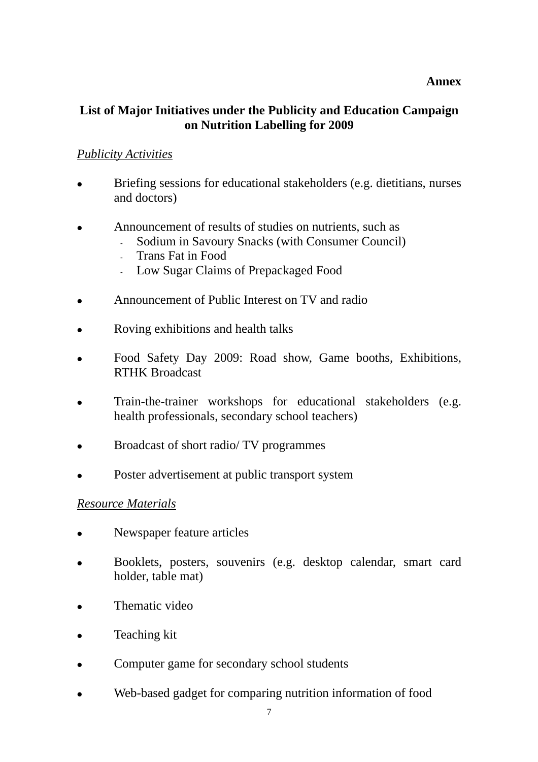**Annex**

## List of Major Initiatives under the Publicity and Education Campaign on Nutrition Labelling for 2009

*Publicity Activities*

- Briefing sessions for educational stakeholders (e.g. dietitians, nurses and doctors)

- Announcement of results of studies on nutrients, such as
  - Sodium in Savoury Snacks (with Consumer Council)
  - Trans Fat in Food
  - Low Sugar Claims of Prepackaged Food

- Announcement of Public Interest on TV and radio

- Roving exhibitions and health talks

- Food Safety Day 2009: Road show, Game booths, Exhibitions, RTHK Broadcast

- Train-the-trainer workshops for educational stakeholders (e.g. health professionals, secondary school teachers)

- Broadcast of short radio/ TV programmes

- Poster advertisement at public transport system

*Resource Materials*

- Newspaper feature articles

- Booklets, posters, souvenirs (e.g. desktop calendar, smart card holder, table mat)

- Thematic video

- Teaching kit

- Computer game for secondary school students

- Web-based gadget for comparing nutrition information of food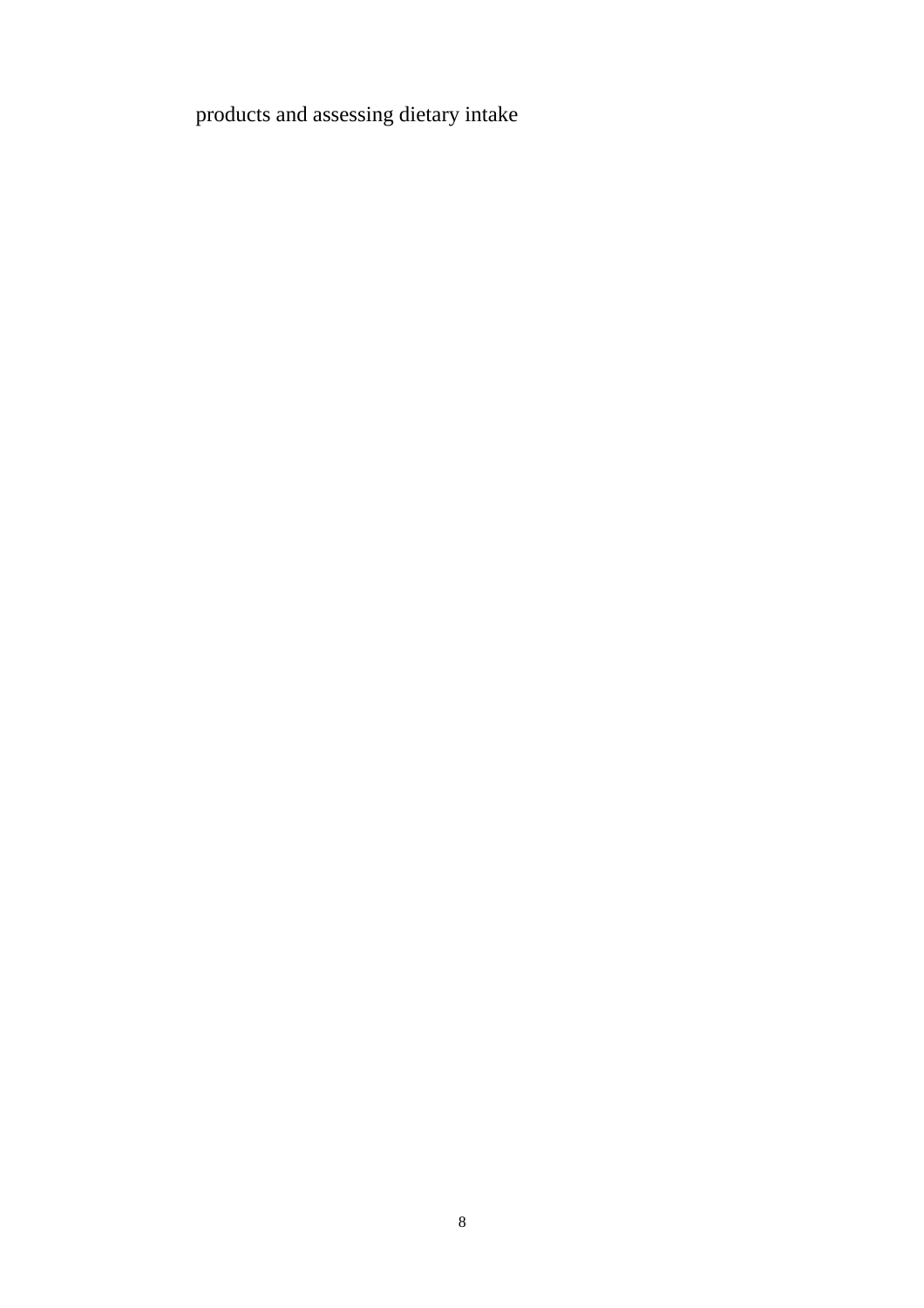products and assessing dietary intake